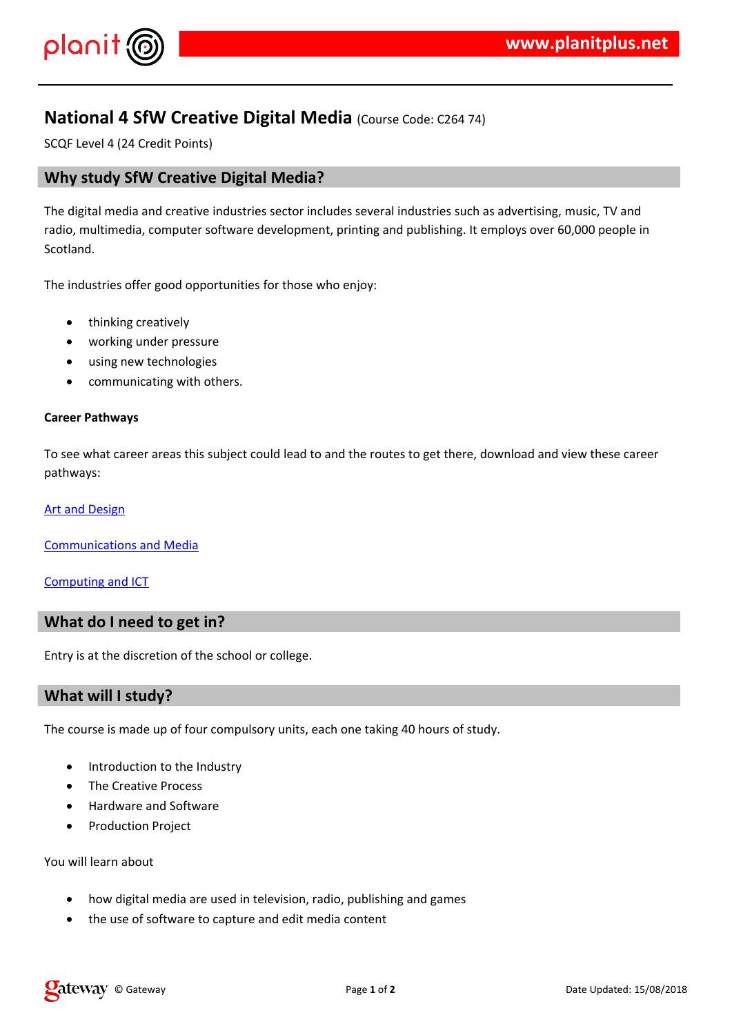# National 4 SfW Creative Digital Media (Course Code: C264 74)

SCQF Level 4 (24 Credit Points)

## Why study SfW Creative Digital Media?

The digital media and creative industries sector includes several industries such as advertising, music, TV and radio, multimedia, computer software development, printing and publishing. It employs over 60,000 people in Scotland.

The industries offer good opportunities for those who enjoy:

- thinking creatively
- working under pressure
- using new technologies
- communicating with others.

**Career Pathways**

To see what career areas this subject could lead to and the routes to get there, download and view these career pathways:

Art and Design

Communications and Media

Computing and ICT

## What do I need to get in?

Entry is at the discretion of the school or college.

## What will I study?

The course is made up of four compulsory units, each one taking 40 hours of study.

- Introduction to the Industry
- The Creative Process
- Hardware and Software
- Production Project

You will learn about

- how digital media are used in television, radio, publishing and games
- the use of software to capture and edit media content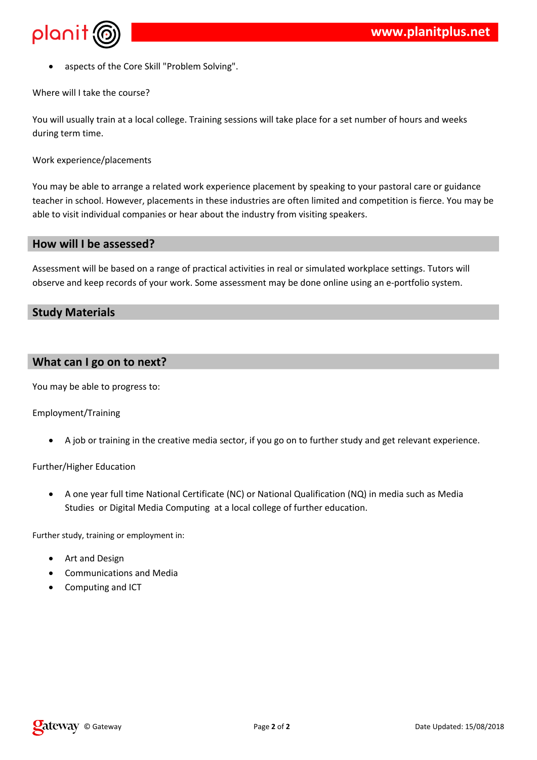- aspects of the Core Skill "Problem Solving".

Where will I take the course?

You will usually train at a local college. Training sessions will take place for a set number of hours and weeks during term time.

Work experience/placements

You may be able to arrange a related work experience placement by speaking to your pastoral care or guidance teacher in school. However, placements in these industries are often limited and competition is fierce. You may be able to visit individual companies or hear about the industry from visiting speakers.

## How will I be assessed?

Assessment will be based on a range of practical activities in real or simulated workplace settings. Tutors will observe and keep records of your work. Some assessment may be done online using an e-portfolio system.

## Study Materials

## What can I go on to next?

You may be able to progress to:

Employment/Training

- A job or training in the creative media sector, if you go on to further study and get relevant experience.

Further/Higher Education

- A one year full time National Certificate (NC) or National Qualification (NQ) in media such as Media Studies or Digital Media Computing at a local college of further education.

Further study, training or employment in:

- Art and Design
- Communications and Media
- Computing and ICT